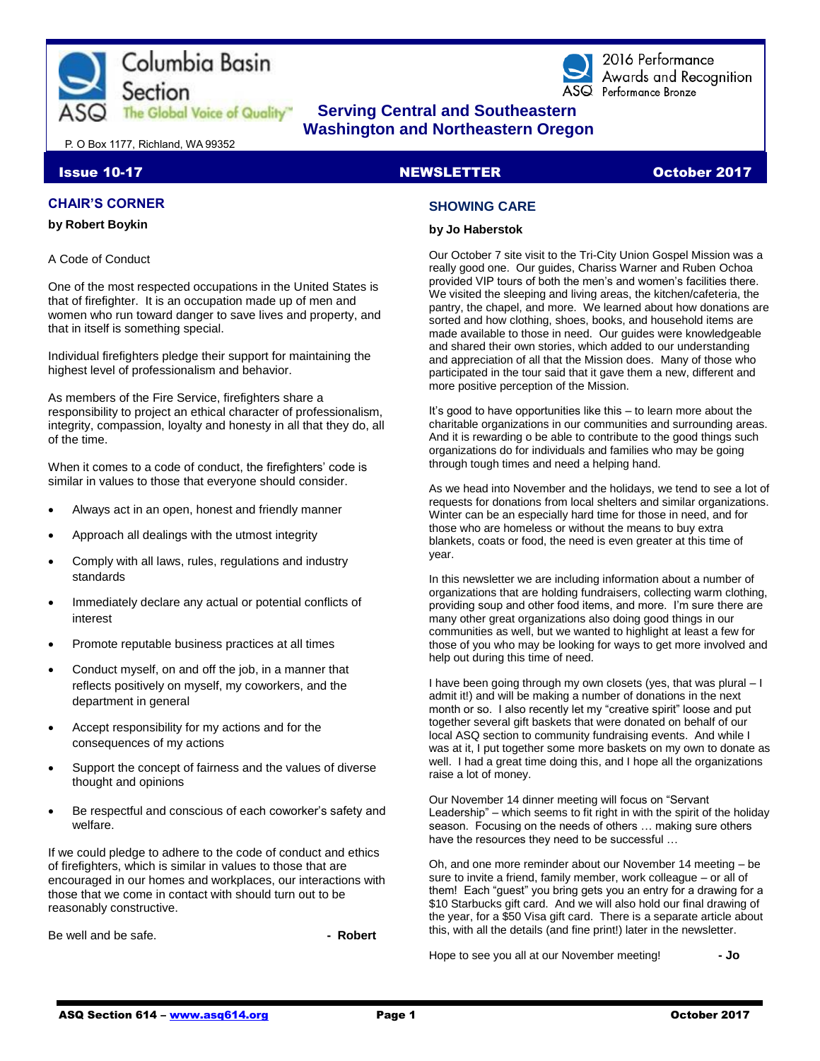Columbia Basin Section

ASQ The Global Voice of Quality™

2016 Performance Awards and Recognition
ASQ Performance Bronze

**Serving Central and Southeastern Washington and Northeastern Oregon**

P. O Box 1177, Richland, WA 99352

**Issue 10-17** | **NEWSLETTER** | **October 2017**

## CHAIR'S CORNER

**by Robert Boykin**

A Code of Conduct

One of the most respected occupations in the United States is that of firefighter. It is an occupation made up of men and women who run toward danger to save lives and property, and that in itself is something special.

Individual firefighters pledge their support for maintaining the highest level of professionalism and behavior.

As members of the Fire Service, firefighters share a responsibility to project an ethical character of professionalism, integrity, compassion, loyalty and honesty in all that they do, all of the time.

When it comes to a code of conduct, the firefighters' code is similar in values to those that everyone should consider.

- Always act in an open, honest and friendly manner
- Approach all dealings with the utmost integrity
- Comply with all laws, rules, regulations and industry standards
- Immediately declare any actual or potential conflicts of interest
- Promote reputable business practices at all times
- Conduct myself, on and off the job, in a manner that reflects positively on myself, my coworkers, and the department in general
- Accept responsibility for my actions and for the consequences of my actions
- Support the concept of fairness and the values of diverse thought and opinions
- Be respectful and conscious of each coworker's safety and welfare.

If we could pledge to adhere to the code of conduct and ethics of firefighters, which is similar in values to those that are encouraged in our homes and workplaces, our interactions with those that we come in contact with should turn out to be reasonably constructive.

Be well and be safe. **- Robert**

## SHOWING CARE

**by Jo Haberstok**

Our October 7 site visit to the Tri-City Union Gospel Mission was a really good one. Our guides, Chariss Warner and Ruben Ochoa provided VIP tours of both the men's and women's facilities there. We visited the sleeping and living areas, the kitchen/cafeteria, the pantry, the chapel, and more. We learned about how donations are sorted and how clothing, shoes, books, and household items are made available to those in need. Our guides were knowledgeable and shared their own stories, which added to our understanding and appreciation of all that the Mission does. Many of those who participated in the tour said that it gave them a new, different and more positive perception of the Mission.

It's good to have opportunities like this – to learn more about the charitable organizations in our communities and surrounding areas. And it is rewarding o be able to contribute to the good things such organizations do for individuals and families who may be going through tough times and need a helping hand.

As we head into November and the holidays, we tend to see a lot of requests for donations from local shelters and similar organizations. Winter can be an especially hard time for those in need, and for those who are homeless or without the means to buy extra blankets, coats or food, the need is even greater at this time of year.

In this newsletter we are including information about a number of organizations that are holding fundraisers, collecting warm clothing, providing soup and other food items, and more. I'm sure there are many other great organizations also doing good things in our communities as well, but we wanted to highlight at least a few for those of you who may be looking for ways to get more involved and help out during this time of need.

I have been going through my own closets (yes, that was plural – I admit it!) and will be making a number of donations in the next month or so. I also recently let my "creative spirit" loose and put together several gift baskets that were donated on behalf of our local ASQ section to community fundraising events. And while I was at it, I put together some more baskets on my own to donate as well. I had a great time doing this, and I hope all the organizations raise a lot of money.

Our November 14 dinner meeting will focus on "Servant Leadership" – which seems to fit right in with the spirit of the holiday season. Focusing on the needs of others … making sure others have the resources they need to be successful …

Oh, and one more reminder about our November 14 meeting – be sure to invite a friend, family member, work colleague – or all of them! Each "guest" you bring gets you an entry for a drawing for a $10 Starbucks gift card. And we will also hold our final drawing of the year, for a $50 Visa gift card. There is a separate article about this, with all the details (and fine print!) later in the newsletter.

Hope to see you all at our November meeting! **- Jo**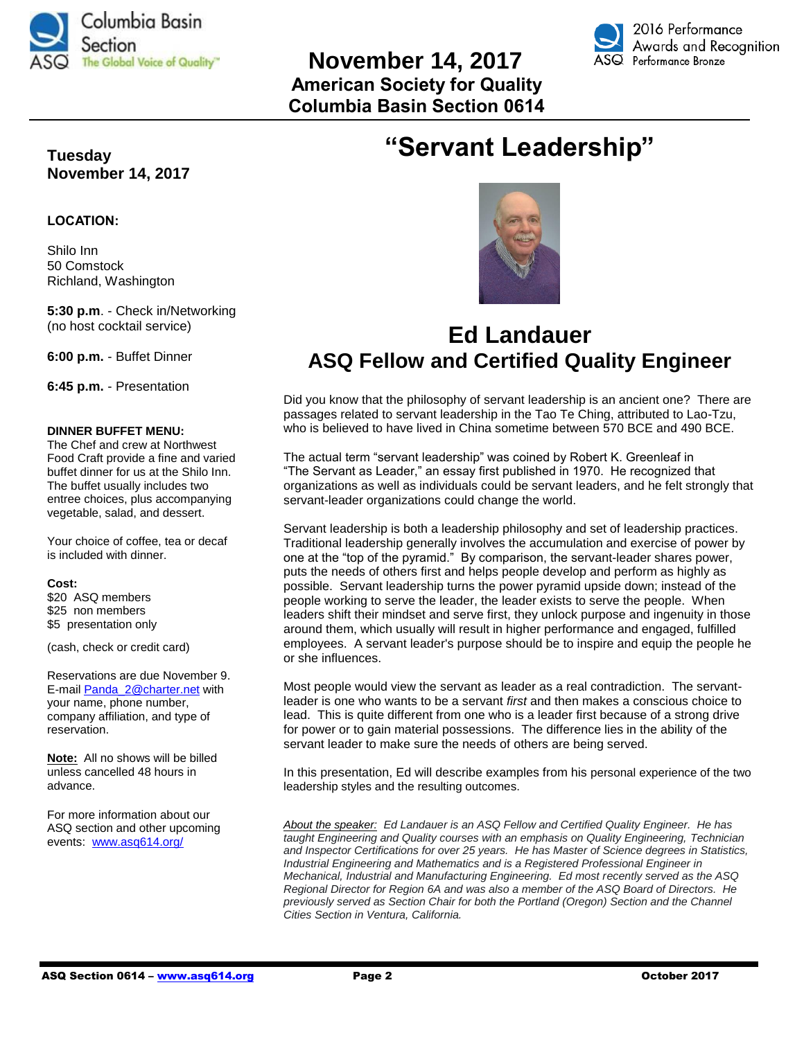# November 14, 2017
## American Society for Quality
## Columbia Basin Section 0614

**Tuesday**
**November 14, 2017**

**LOCATION:**

Shilo Inn
50 Comstock
Richland, Washington

**5:30 p.m**. - Check in/Networking (no host cocktail service)

**6:00 p.m.** - Buffet Dinner

**6:45 p.m.** - Presentation

**DINNER BUFFET MENU:**
The Chef and crew at Northwest Food Craft provide a fine and varied buffet dinner for us at the Shilo Inn. The buffet usually includes two entree choices, plus accompanying vegetable, salad, and dessert.

Your choice of coffee, tea or decaf is included with dinner.

**Cost:**
$20 ASQ members
$25 non members
$5 presentation only

(cash, check or credit card)

Reservations are due November 9. E-mail Panda_2@charter.net with your name, phone number, company affiliation, and type of reservation.

**Note:** All no shows will be billed unless cancelled 48 hours in advance.

For more information about our ASQ section and other upcoming events: www.asq614.org/

# "Servant Leadership"

## Ed Landauer
## ASQ Fellow and Certified Quality Engineer

Did you know that the philosophy of servant leadership is an ancient one? There are passages related to servant leadership in the Tao Te Ching, attributed to Lao-Tzu, who is believed to have lived in China sometime between 570 BCE and 490 BCE.

The actual term "servant leadership" was coined by Robert K. Greenleaf in "The Servant as Leader," an essay first published in 1970. He recognized that organizations as well as individuals could be servant leaders, and he felt strongly that servant-leader organizations could change the world.

Servant leadership is both a leadership philosophy and set of leadership practices. Traditional leadership generally involves the accumulation and exercise of power by one at the "top of the pyramid." By comparison, the servant-leader shares power, puts the needs of others first and helps people develop and perform as highly as possible. Servant leadership turns the power pyramid upside down; instead of the people working to serve the leader, the leader exists to serve the people. When leaders shift their mindset and serve first, they unlock purpose and ingenuity in those around them, which usually will result in higher performance and engaged, fulfilled employees. A servant leader's purpose should be to inspire and equip the people he or she influences.

Most people would view the servant as leader as a real contradiction. The servant-leader is one who wants to be a servant *first* and then makes a conscious choice to lead. This is quite different from one who is a leader first because of a strong drive for power or to gain material possessions. The difference lies in the ability of the servant leader to make sure the needs of others are being served.

In this presentation, Ed will describe examples from his personal experience of the two leadership styles and the resulting outcomes.

*About the speaker: Ed Landauer is an ASQ Fellow and Certified Quality Engineer. He has taught Engineering and Quality courses with an emphasis on Quality Engineering, Technician and Inspector Certifications for over 25 years. He has Master of Science degrees in Statistics, Industrial Engineering and Mathematics and is a Registered Professional Engineer in Mechanical, Industrial and Manufacturing Engineering. Ed most recently served as the ASQ Regional Director for Region 6A and was also a member of the ASQ Board of Directors. He previously served as Section Chair for both the Portland (Oregon) Section and the Channel Cities Section in Ventura, California.*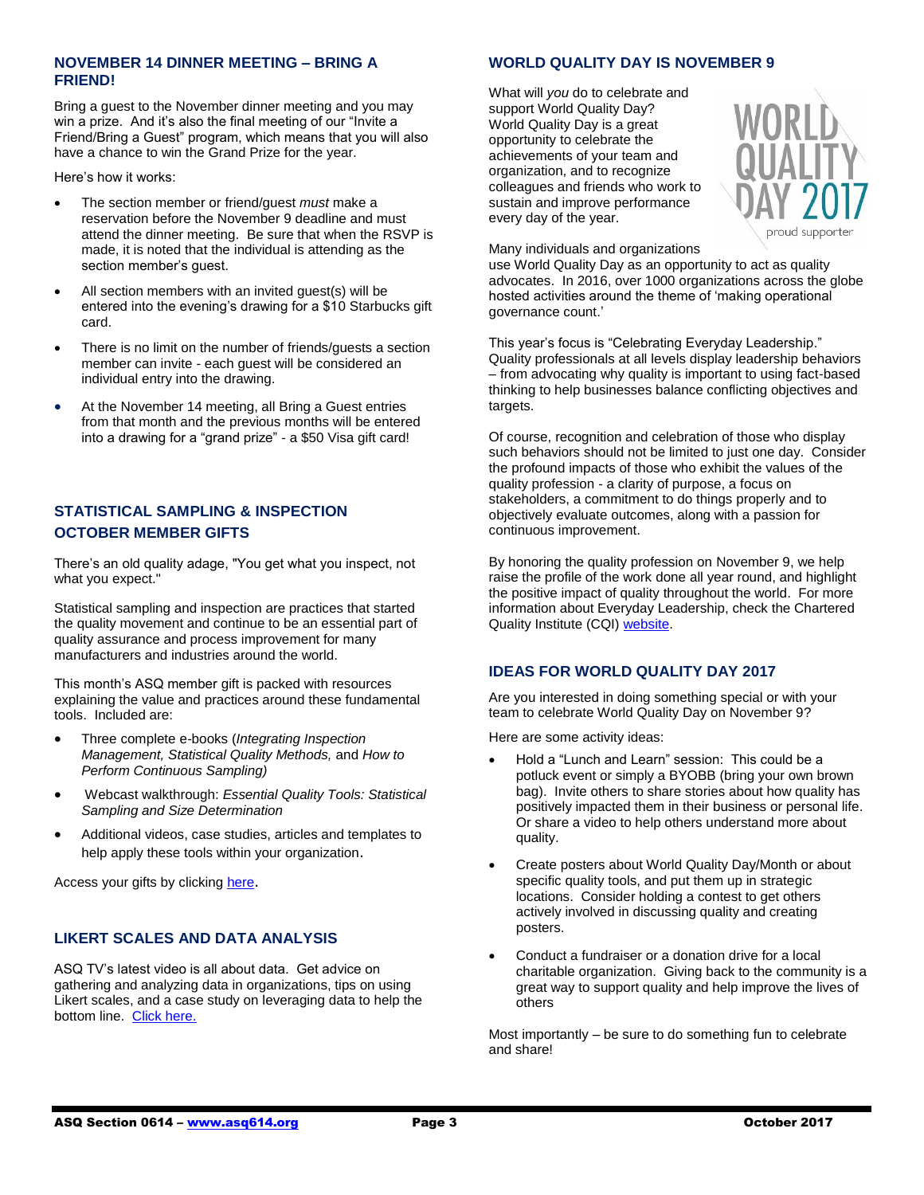## NOVEMBER 14 DINNER MEETING – BRING A FRIEND!

Bring a guest to the November dinner meeting and you may win a prize. And it's also the final meeting of our "Invite a Friend/Bring a Guest" program, which means that you will also have a chance to win the Grand Prize for the year.

Here's how it works:

- The section member or friend/guest *must* make a reservation before the November 9 deadline and must attend the dinner meeting. Be sure that when the RSVP is made, it is noted that the individual is attending as the section member's guest.
- All section members with an invited guest(s) will be entered into the evening's drawing for a $10 Starbucks gift card.
- There is no limit on the number of friends/guests a section member can invite - each guest will be considered an individual entry into the drawing.
- At the November 14 meeting, all Bring a Guest entries from that month and the previous months will be entered into a drawing for a "grand prize" - a $50 Visa gift card!

## STATISTICAL SAMPLING & INSPECTION OCTOBER MEMBER GIFTS

There's an old quality adage, "You get what you inspect, not what you expect."

Statistical sampling and inspection are practices that started the quality movement and continue to be an essential part of quality assurance and process improvement for many manufacturers and industries around the world.

This month's ASQ member gift is packed with resources explaining the value and practices around these fundamental tools. Included are:

- Three complete e-books (*Integrating Inspection Management, Statistical Quality Methods,* and *How to Perform Continuous Sampling)*
- Webcast walkthrough: *Essential Quality Tools: Statistical Sampling and Size Determination*
- Additional videos, case studies, articles and templates to help apply these tools within your organization.

Access your gifts by clicking here.

## LIKERT SCALES AND DATA ANALYSIS

ASQ TV's latest video is all about data. Get advice on gathering and analyzing data in organizations, tips on using Likert scales, and a case study on leveraging data to help the bottom line. Click here.

## WORLD QUALITY DAY IS NOVEMBER 9

What will *you* do to celebrate and support World Quality Day? World Quality Day is a great opportunity to celebrate the achievements of your team and organization, and to recognize colleagues and friends who work to sustain and improve performance every day of the year.

WORLD QUALITY DAY 2017 proud supporter

Many individuals and organizations use World Quality Day as an opportunity to act as quality advocates. In 2016, over 1000 organizations across the globe hosted activities around the theme of 'making operational governance count.'

This year's focus is "Celebrating Everyday Leadership." Quality professionals at all levels display leadership behaviors – from advocating why quality is important to using fact-based thinking to help businesses balance conflicting objectives and targets.

Of course, recognition and celebration of those who display such behaviors should not be limited to just one day. Consider the profound impacts of those who exhibit the values of the quality profession - a clarity of purpose, a focus on stakeholders, a commitment to do things properly and to objectively evaluate outcomes, along with a passion for continuous improvement.

By honoring the quality profession on November 9, we help raise the profile of the work done all year round, and highlight the positive impact of quality throughout the world. For more information about Everyday Leadership, check the Chartered Quality Institute (CQI) website.

## IDEAS FOR WORLD QUALITY DAY 2017

Are you interested in doing something special or with your team to celebrate World Quality Day on November 9?

Here are some activity ideas:

- Hold a "Lunch and Learn" session: This could be a potluck event or simply a BYOBB (bring your own brown bag). Invite others to share stories about how quality has positively impacted them in their business or personal life. Or share a video to help others understand more about quality.
- Create posters about World Quality Day/Month or about specific quality tools, and put them up in strategic locations. Consider holding a contest to get others actively involved in discussing quality and creating posters.
- Conduct a fundraiser or a donation drive for a local charitable organization. Giving back to the community is a great way to support quality and help improve the lives of others

Most importantly – be sure to do something fun to celebrate and share!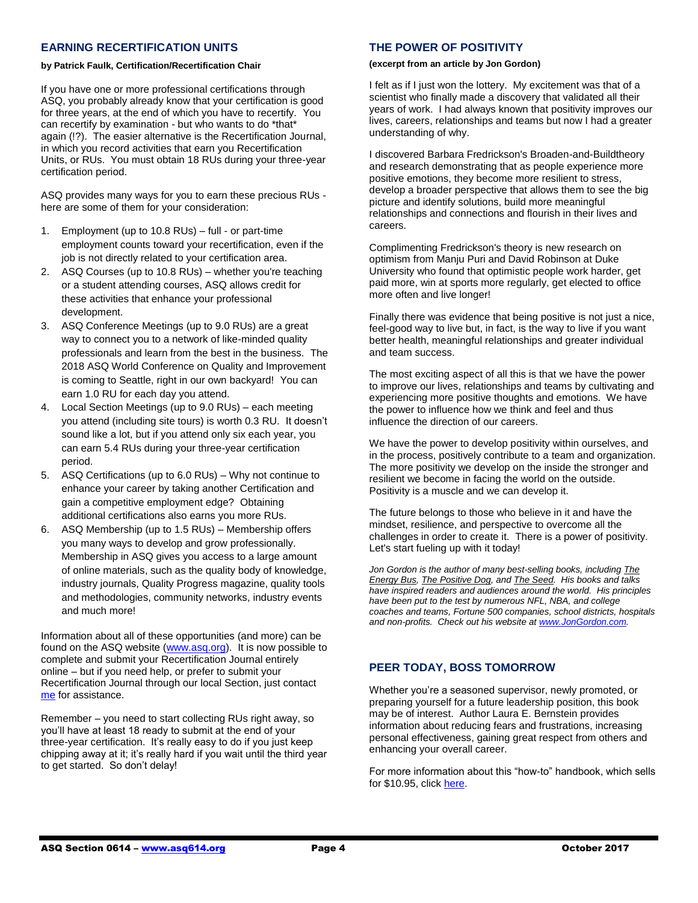## EARNING RECERTIFICATION UNITS

**by Patrick Faulk, Certification/Recertification Chair**

If you have one or more professional certifications through ASQ, you probably already know that your certification is good for three years, at the end of which you have to recertify. You can recertify by examination - but who wants to do *that* again (!?). The easier alternative is the Recertification Journal, in which you record activities that earn you Recertification Units, or RUs. You must obtain 18 RUs during your three-year certification period.

ASQ provides many ways for you to earn these precious RUs - here are some of them for your consideration:

1. Employment (up to 10.8 RUs) – full - or part-time employment counts toward your recertification, even if the job is not directly related to your certification area.
2. ASQ Courses (up to 10.8 RUs) – whether you're teaching or a student attending courses, ASQ allows credit for these activities that enhance your professional development.
3. ASQ Conference Meetings (up to 9.0 RUs) are a great way to connect you to a network of like-minded quality professionals and learn from the best in the business. The 2018 ASQ World Conference on Quality and Improvement is coming to Seattle, right in our own backyard! You can earn 1.0 RU for each day you attend.
4. Local Section Meetings (up to 9.0 RUs) – each meeting you attend (including site tours) is worth 0.3 RU. It doesn't sound like a lot, but if you attend only six each year, you can earn 5.4 RUs during your three-year certification period.
5. ASQ Certifications (up to 6.0 RUs) – Why not continue to enhance your career by taking another Certification and gain a competitive employment edge? Obtaining additional certifications also earns you more RUs.
6. ASQ Membership (up to 1.5 RUs) – Membership offers you many ways to develop and grow professionally. Membership in ASQ gives you access to a large amount of online materials, such as the quality body of knowledge, industry journals, Quality Progress magazine, quality tools and methodologies, community networks, industry events and much more!

Information about all of these opportunities (and more) can be found on the ASQ website (www.asq.org). It is now possible to complete and submit your Recertification Journal entirely online – but if you need help, or prefer to submit your Recertification Journal through our local Section, just contact me for assistance.

Remember – you need to start collecting RUs right away, so you'll have at least 18 ready to submit at the end of your three-year certification. It's really easy to do if you just keep chipping away at it; it's really hard if you wait until the third year to get started. So don't delay!

## THE POWER OF POSITIVITY

**(excerpt from an article by Jon Gordon)**

I felt as if I just won the lottery. My excitement was that of a scientist who finally made a discovery that validated all their years of work. I had always known that positivity improves our lives, careers, relationships and teams but now I had a greater understanding of why.

I discovered Barbara Fredrickson's Broaden-and-Buildtheory and research demonstrating that as people experience more positive emotions, they become more resilient to stress, develop a broader perspective that allows them to see the big picture and identify solutions, build more meaningful relationships and connections and flourish in their lives and careers.

Complimenting Fredrickson's theory is new research on optimism from Manju Puri and David Robinson at Duke University who found that optimistic people work harder, get paid more, win at sports more regularly, get elected to office more often and live longer!

Finally there was evidence that being positive is not just a nice, feel-good way to live but, in fact, is the way to live if you want better health, meaningful relationships and greater individual and team success.

The most exciting aspect of all this is that we have the power to improve our lives, relationships and teams by cultivating and experiencing more positive thoughts and emotions. We have the power to influence how we think and feel and thus influence the direction of our careers.

We have the power to develop positivity within ourselves, and in the process, positively contribute to a team and organization. The more positivity we develop on the inside the stronger and resilient we become in facing the world on the outside. Positivity is a muscle and we can develop it.

The future belongs to those who believe in it and have the mindset, resilience, and perspective to overcome all the challenges in order to create it. There is a power of positivity. Let's start fueling up with it today!

*Jon Gordon is the author of many best-selling books, including The Energy Bus, The Positive Dog, and The Seed. His books and talks have inspired readers and audiences around the world. His principles have been put to the test by numerous NFL, NBA, and college coaches and teams, Fortune 500 companies, school districts, hospitals and non-profits. Check out his website at www.JonGordon.com.*

## PEER TODAY, BOSS TOMORROW

Whether you're a seasoned supervisor, newly promoted, or preparing yourself for a future leadership position, this book may be of interest. Author Laura E. Bernstein provides information about reducing fears and frustrations, increasing personal effectiveness, gaining great respect from others and enhancing your overall career.

For more information about this "how-to" handbook, which sells for $10.95, click here.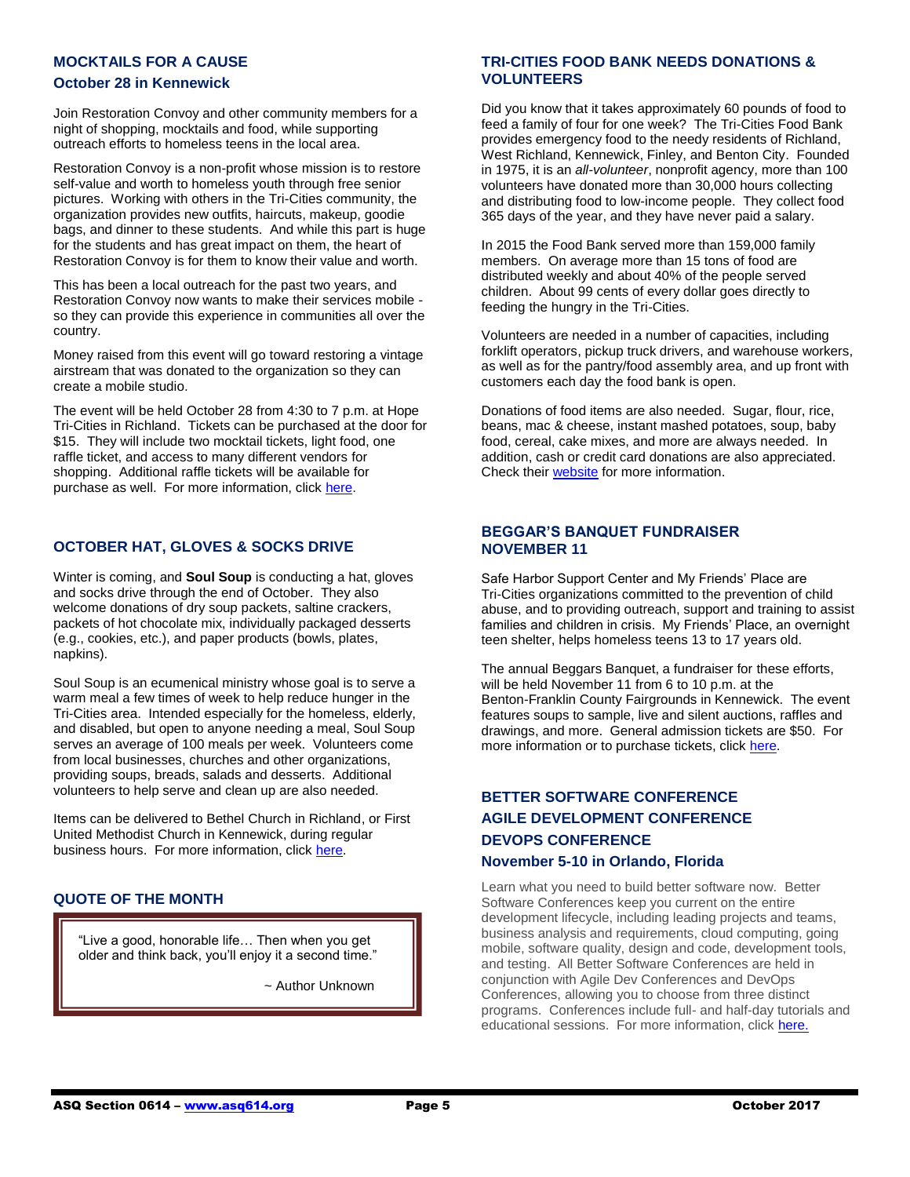## MOCKTAILS FOR A CAUSE

### October 28 in Kennewick

Join Restoration Convoy and other community members for a night of shopping, mocktails and food, while supporting outreach efforts to homeless teens in the local area.

Restoration Convoy is a non-profit whose mission is to restore self-value and worth to homeless youth through free senior pictures. Working with others in the Tri-Cities community, the organization provides new outfits, haircuts, makeup, goodie bags, and dinner to these students. And while this part is huge for the students and has great impact on them, the heart of Restoration Convoy is for them to know their value and worth.

This has been a local outreach for the past two years, and Restoration Convoy now wants to make their services mobile - so they can provide this experience in communities all over the country.

Money raised from this event will go toward restoring a vintage airstream that was donated to the organization so they can create a mobile studio.

The event will be held October 28 from 4:30 to 7 p.m. at Hope Tri-Cities in Richland. Tickets can be purchased at the door for $15. They will include two mocktail tickets, light food, one raffle ticket, and access to many different vendors for shopping. Additional raffle tickets will be available for purchase as well. For more information, click here.

## OCTOBER HAT, GLOVES & SOCKS DRIVE

Winter is coming, and **Soul Soup** is conducting a hat, gloves and socks drive through the end of October. They also welcome donations of dry soup packets, saltine crackers, packets of hot chocolate mix, individually packaged desserts (e.g., cookies, etc.), and paper products (bowls, plates, napkins).

Soul Soup is an ecumenical ministry whose goal is to serve a warm meal a few times of week to help reduce hunger in the Tri-Cities area. Intended especially for the homeless, elderly, and disabled, but open to anyone needing a meal, Soul Soup serves an average of 100 meals per week. Volunteers come from local businesses, churches and other organizations, providing soups, breads, salads and desserts. Additional volunteers to help serve and clean up are also needed.

Items can be delivered to Bethel Church in Richland, or First United Methodist Church in Kennewick, during regular business hours. For more information, click here.

## QUOTE OF THE MONTH

> "Live a good, honorable life… Then when you get older and think back, you'll enjoy it a second time."
>
> ~ Author Unknown

## TRI-CITIES FOOD BANK NEEDS DONATIONS & VOLUNTEERS

Did you know that it takes approximately 60 pounds of food to feed a family of four for one week? The Tri-Cities Food Bank provides emergency food to the needy residents of Richland, West Richland, Kennewick, Finley, and Benton City. Founded in 1975, it is an *all-volunteer*, nonprofit agency, more than 100 volunteers have donated more than 30,000 hours collecting and distributing food to low-income people. They collect food 365 days of the year, and they have never paid a salary.

In 2015 the Food Bank served more than 159,000 family members. On average more than 15 tons of food are distributed weekly and about 40% of the people served children. About 99 cents of every dollar goes directly to feeding the hungry in the Tri-Cities.

Volunteers are needed in a number of capacities, including forklift operators, pickup truck drivers, and warehouse workers, as well as for the pantry/food assembly area, and up front with customers each day the food bank is open.

Donations of food items are also needed. Sugar, flour, rice, beans, mac & cheese, instant mashed potatoes, soup, baby food, cereal, cake mixes, and more are always needed. In addition, cash or credit card donations are also appreciated. Check their website for more information.

## BEGGAR'S BANQUET FUNDRAISER NOVEMBER 11

Safe Harbor Support Center and My Friends' Place are Tri-Cities organizations committed to the prevention of child abuse, and to providing outreach, support and training to assist families and children in crisis. My Friends' Place, an overnight teen shelter, helps homeless teens 13 to 17 years old.

The annual Beggars Banquet, a fundraiser for these efforts, will be held November 11 from 6 to 10 p.m. at the Benton-Franklin County Fairgrounds in Kennewick. The event features soups to sample, live and silent auctions, raffles and drawings, and more. General admission tickets are $50. For more information or to purchase tickets, click here.

## BETTER SOFTWARE CONFERENCE
## AGILE DEVELOPMENT CONFERENCE
## DEVOPS CONFERENCE

### November 5-10 in Orlando, Florida

Learn what you need to build better software now. Better Software Conferences keep you current on the entire development lifecycle, including leading projects and teams, business analysis and requirements, cloud computing, going mobile, software quality, design and code, development tools, and testing. All Better Software Conferences are held in conjunction with Agile Dev Conferences and DevOps Conferences, allowing you to choose from three distinct programs. Conferences include full- and half-day tutorials and educational sessions. For more information, click here.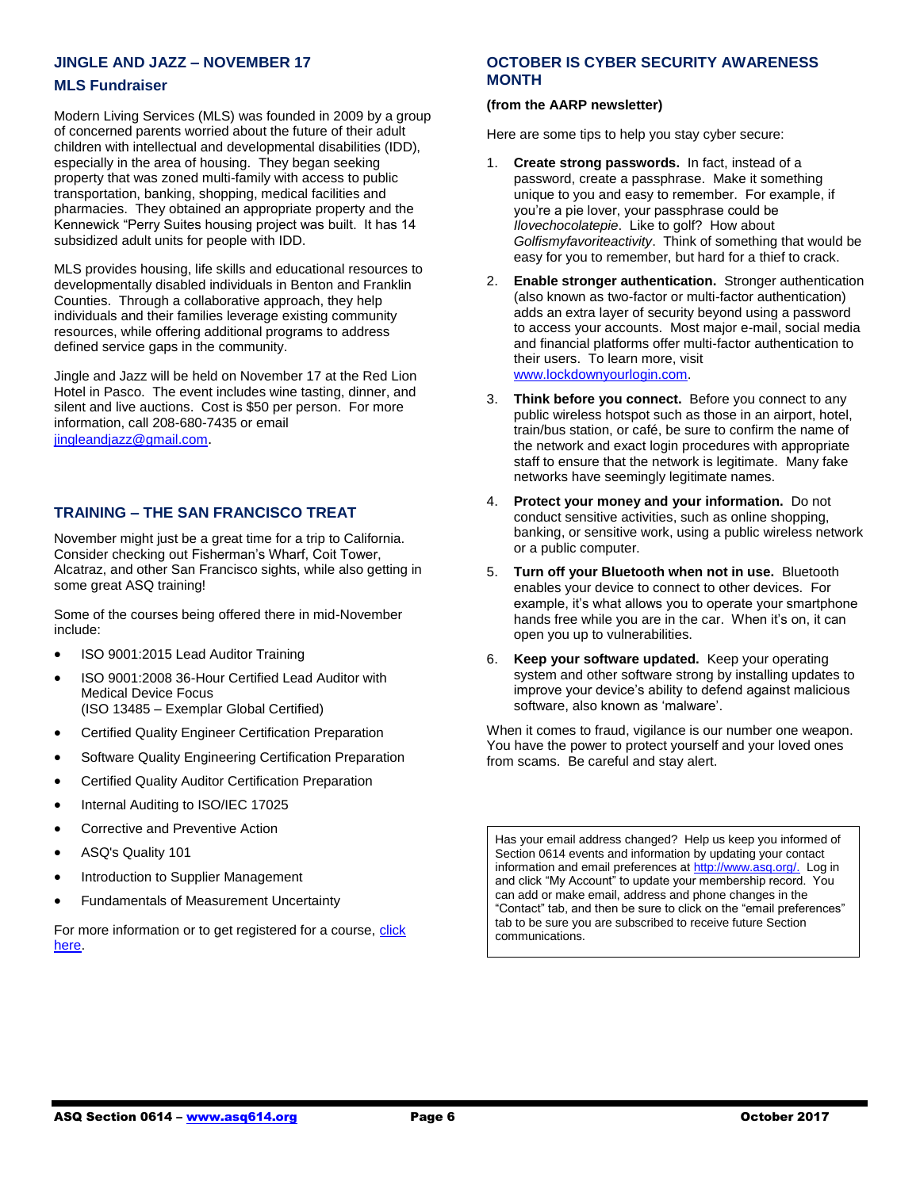## JINGLE AND JAZZ – NOVEMBER 17

### MLS Fundraiser

Modern Living Services (MLS) was founded in 2009 by a group of concerned parents worried about the future of their adult children with intellectual and developmental disabilities (IDD), especially in the area of housing. They began seeking property that was zoned multi-family with access to public transportation, banking, shopping, medical facilities and pharmacies. They obtained an appropriate property and the Kennewick "Perry Suites housing project was built. It has 14 subsidized adult units for people with IDD.

MLS provides housing, life skills and educational resources to developmentally disabled individuals in Benton and Franklin Counties. Through a collaborative approach, they help individuals and their families leverage existing community resources, while offering additional programs to address defined service gaps in the community.

Jingle and Jazz will be held on November 17 at the Red Lion Hotel in Pasco. The event includes wine tasting, dinner, and silent and live auctions. Cost is $50 per person. For more information, call 208-680-7435 or email jingleandjazz@gmail.com.

## TRAINING – THE SAN FRANCISCO TREAT

November might just be a great time for a trip to California. Consider checking out Fisherman's Wharf, Coit Tower, Alcatraz, and other San Francisco sights, while also getting in some great ASQ training!

Some of the courses being offered there in mid-November include:

- ISO 9001:2015 Lead Auditor Training
- ISO 9001:2008 36-Hour Certified Lead Auditor with Medical Device Focus
  (ISO 13485 – Exemplar Global Certified)
- Certified Quality Engineer Certification Preparation
- Software Quality Engineering Certification Preparation
- Certified Quality Auditor Certification Preparation
- Internal Auditing to ISO/IEC 17025
- Corrective and Preventive Action
- ASQ's Quality 101
- Introduction to Supplier Management
- Fundamentals of Measurement Uncertainty

For more information or to get registered for a course, click here.

## OCTOBER IS CYBER SECURITY AWARENESS MONTH

**(from the AARP newsletter)**

Here are some tips to help you stay cyber secure:

1. **Create strong passwords.** In fact, instead of a password, create a passphrase. Make it something unique to you and easy to remember. For example, if you're a pie lover, your passphrase could be *Ilovechocolatepie*. Like to golf? How about *Golfismyfavoriteactivity*. Think of something that would be easy for you to remember, but hard for a thief to crack.
2. **Enable stronger authentication.** Stronger authentication (also known as two-factor or multi-factor authentication) adds an extra layer of security beyond using a password to access your accounts. Most major e-mail, social media and financial platforms offer multi-factor authentication to their users. To learn more, visit www.lockdownyourlogin.com.
3. **Think before you connect.** Before you connect to any public wireless hotspot such as those in an airport, hotel, train/bus station, or café, be sure to confirm the name of the network and exact login procedures with appropriate staff to ensure that the network is legitimate. Many fake networks have seemingly legitimate names.
4. **Protect your money and your information.** Do not conduct sensitive activities, such as online shopping, banking, or sensitive work, using a public wireless network or a public computer.
5. **Turn off your Bluetooth when not in use.** Bluetooth enables your device to connect to other devices. For example, it's what allows you to operate your smartphone hands free while you are in the car. When it's on, it can open you up to vulnerabilities.
6. **Keep your software updated.** Keep your operating system and other software strong by installing updates to improve your device's ability to defend against malicious software, also known as 'malware'.

When it comes to fraud, vigilance is our number one weapon. You have the power to protect yourself and your loved ones from scams. Be careful and stay alert.

---

Has your email address changed? Help us keep you informed of Section 0614 events and information by updating your contact information and email preferences at http://www.asq.org/. Log in and click "My Account" to update your membership record. You can add or make email, address and phone changes in the "Contact" tab, and then be sure to click on the "email preferences" tab to be sure you are subscribed to receive future Section communications.

---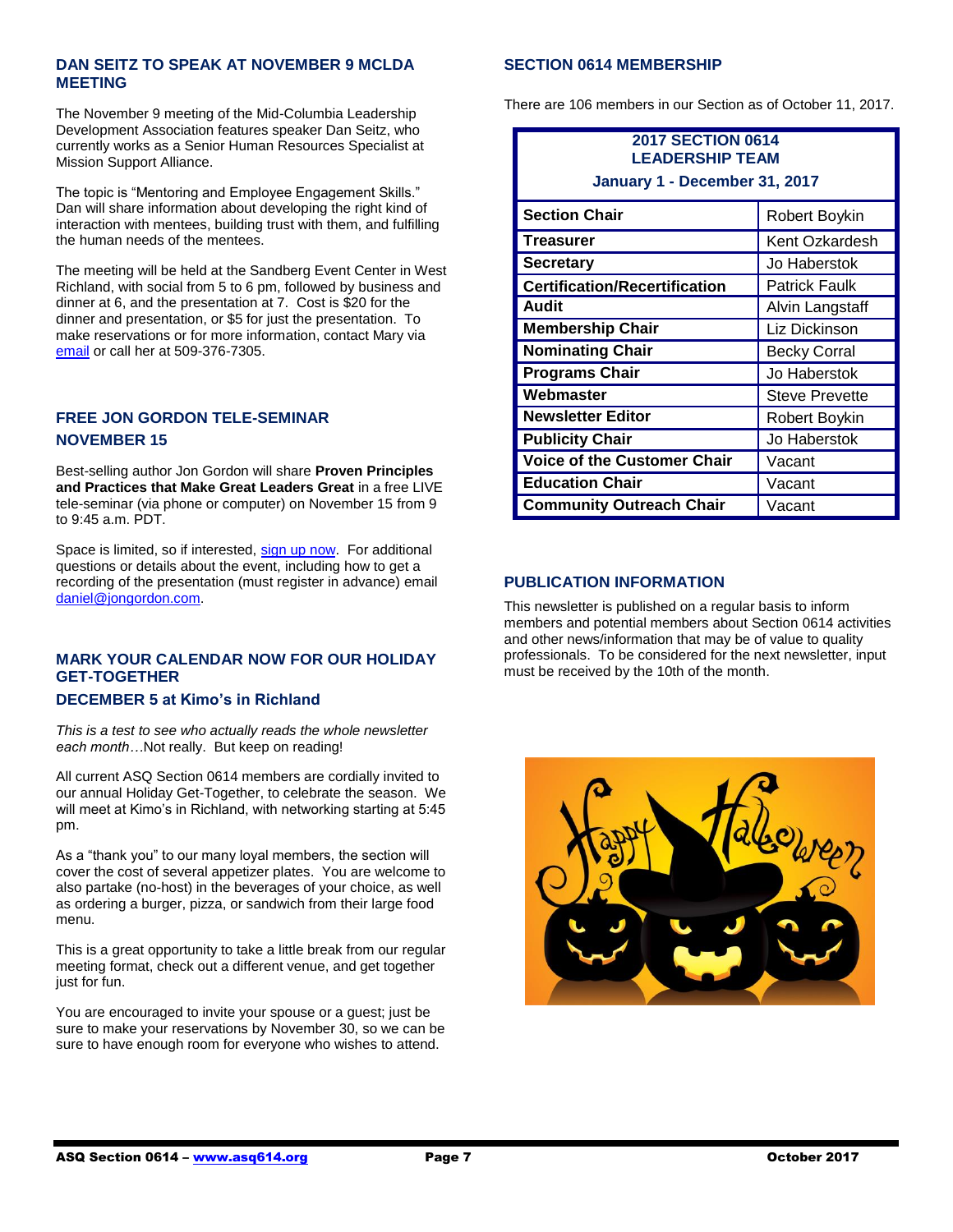## DAN SEITZ TO SPEAK AT NOVEMBER 9 MCLDA MEETING

The November 9 meeting of the Mid-Columbia Leadership Development Association features speaker Dan Seitz, who currently works as a Senior Human Resources Specialist at Mission Support Alliance.

The topic is “Mentoring and Employee Engagement Skills.” Dan will share information about developing the right kind of interaction with mentees, building trust with them, and fulfilling the human needs of the mentees.

The meeting will be held at the Sandberg Event Center in West Richland, with social from 5 to 6 pm, followed by business and dinner at 6, and the presentation at 7. Cost is $20 for the dinner and presentation, or $5 for just the presentation. To make reservations or for more information, contact Mary via email or call her at 509-376-7305.

## FREE JON GORDON TELE-SEMINAR NOVEMBER 15

Best-selling author Jon Gordon will share **Proven Principles and Practices that Make Great Leaders Great** in a free LIVE tele-seminar (via phone or computer) on November 15 from 9 to 9:45 a.m. PDT.

Space is limited, so if interested, sign up now. For additional questions or details about the event, including how to get a recording of the presentation (must register in advance) email daniel@jongordon.com.

## MARK YOUR CALENDAR NOW FOR OUR HOLIDAY GET-TOGETHER

### DECEMBER 5 at Kimo’s in Richland

*This is a test to see who actually reads the whole newsletter each month*…Not really. But keep on reading!

All current ASQ Section 0614 members are cordially invited to our annual Holiday Get-Together, to celebrate the season. We will meet at Kimo’s in Richland, with networking starting at 5:45 pm.

As a “thank you” to our many loyal members, the section will cover the cost of several appetizer plates. You are welcome to also partake (no-host) in the beverages of your choice, as well as ordering a burger, pizza, or sandwich from their large food menu.

This is a great opportunity to take a little break from our regular meeting format, check out a different venue, and get together just for fun.

You are encouraged to invite your spouse or a guest; just be sure to make your reservations by November 30, so we can be sure to have enough room for everyone who wishes to attend.

## SECTION 0614 MEMBERSHIP

There are 106 members in our Section as of October 11, 2017.

**2017 SECTION 0614 LEADERSHIP TEAM**
**January 1 - December 31, 2017**

| | |
|---|---|
| **Section Chair** | Robert Boykin |
| **Treasurer** | Kent Ozkardesh |
| **Secretary** | Jo Haberstok |
| **Certification/Recertification** | Patrick Faulk |
| **Audit** | Alvin Langstaff |
| **Membership Chair** | Liz Dickinson |
| **Nominating Chair** | Becky Corral |
| **Programs Chair** | Jo Haberstok |
| **Webmaster** | Steve Prevette |
| **Newsletter Editor** | Robert Boykin |
| **Publicity Chair** | Jo Haberstok |
| **Voice of the Customer Chair** | Vacant |
| **Education Chair** | Vacant |
| **Community Outreach Chair** | Vacant |

## PUBLICATION INFORMATION

This newsletter is published on a regular basis to inform members and potential members about Section 0614 activities and other news/information that may be of value to quality professionals. To be considered for the next newsletter, input must be received by the 10th of the month.